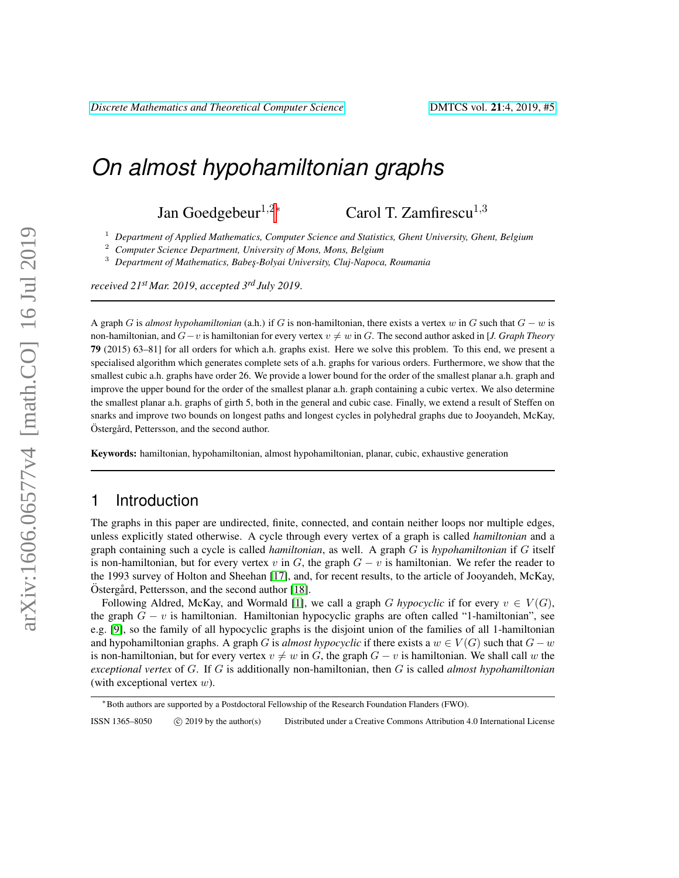# On almost hypohamiltonian graphs

Jan Goedgebeur[1,2]* Carol T. Zamfirescu[1,3]

[1] *Department of Applied Mathematics, Computer Science and Statistics, Ghent University, Ghent, Belgium*
[2] *Computer Science Department, University of Mons, Mons, Belgium*
[3] *Department of Mathematics, Babeş-Bolyai University, Cluj-Napoca, Roumania*

*received 21st Mar. 2019, accepted 3rd July 2019.*

---

A graph $G$ is *almost hypohamiltonian* (a.h.) if $G$ is non-hamiltonian, there exists a vertex $w$ in $G$ such that $G - w$ is non-hamiltonian, and $G - v$ is hamiltonian for every vertex $v \neq w$ in $G$. The second author asked in [*J. Graph Theory* **79** (2015) 63–81] for all orders for which a.h. graphs exist. Here we solve this problem. To this end, we present a specialised algorithm which generates complete sets of a.h. graphs for various orders. Furthermore, we show that the smallest cubic a.h. graphs have order 26. We provide a lower bound for the order of the smallest planar a.h. graph and improve the upper bound for the order of the smallest planar a.h. graph containing a cubic vertex. We also determine the smallest planar a.h. graphs of girth 5, both in the general and cubic case. Finally, we extend a result of Steffen on snarks and improve two bounds on longest paths and longest cycles in polyhedral graphs due to Jooyandeh, McKay, Östergård, Pettersson, and the second author.

**Keywords:** hamiltonian, hypohamiltonian, almost hypohamiltonian, planar, cubic, exhaustive generation

---

## 1 Introduction

The graphs in this paper are undirected, finite, connected, and contain neither loops nor multiple edges, unless explicitly stated otherwise. A cycle through every vertex of a graph is called *hamiltonian* and a graph containing such a cycle is called *hamiltonian*, as well. A graph $G$ is *hypohamiltonian* if $G$ itself is non-hamiltonian, but for every vertex $v$ in $G$, the graph $G - v$ is hamiltonian. We refer the reader to the 1993 survey of Holton and Sheehan [17], and, for recent results, to the article of Jooyandeh, McKay, Östergård, Pettersson, and the second author [18].

Following Aldred, McKay, and Wormald [1], we call a graph $G$ *hypocyclic* if for every $v \in V(G)$, the graph $G - v$ is hamiltonian. Hamiltonian hypocyclic graphs are often called "1-hamiltonian", see e.g. [9], so the family of all hypocyclic graphs is the disjoint union of the families of all 1-hamiltonian and hypohamiltonian graphs. A graph $G$ is *almost hypocyclic* if there exists a $w \in V(G)$ such that $G - w$ is non-hamiltonian, but for every vertex $v \neq w$ in $G$, the graph $G - v$ is hamiltonian. We shall call $w$ the *exceptional vertex* of $G$. If $G$ is additionally non-hamiltonian, then $G$ is called *almost hypohamiltonian* (with exceptional vertex $w$).

*Both authors are supported by a Postdoctoral Fellowship of the Research Foundation Flanders (FWO).

ISSN 1365–8050 © 2019 by the author(s) Distributed under a Creative Commons Attribution 4.0 International License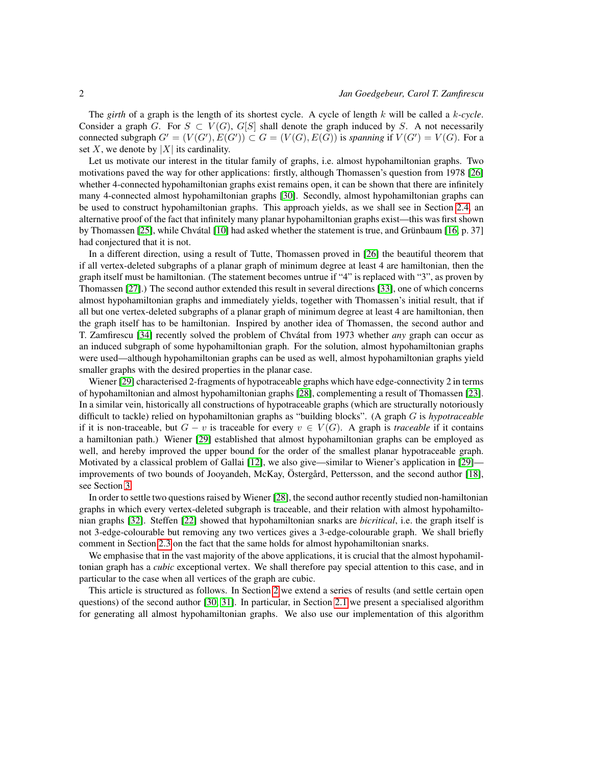The *girth* of a graph is the length of its shortest cycle. A cycle of length $k$ will be called a $k$*-cycle*. Consider a graph $G$. For $S \subset V(G)$, $G[S]$ shall denote the graph induced by $S$. A not necessarily connected subgraph $G' = (V(G'), E(G')) \subset G = (V(G), E(G))$ is *spanning* if $V(G') = V(G)$. For a set $X$, we denote by $|X|$ its cardinality.

Let us motivate our interest in the titular family of graphs, i.e. almost hypohamiltonian graphs. Two motivations paved the way for other applications: firstly, although Thomassen's question from 1978 [26] whether 4-connected hypohamiltonian graphs exist remains open, it can be shown that there are infinitely many 4-connected almost hypohamiltonian graphs [30]. Secondly, almost hypohamiltonian graphs can be used to construct hypohamiltonian graphs. This approach yields, as we shall see in Section 2.4, an alternative proof of the fact that infinitely many planar hypohamiltonian graphs exist—this was first shown by Thomassen [25], while Chvátal [10] had asked whether the statement is true, and Grünbaum [16, p. 37] had conjectured that it is not.

In a different direction, using a result of Tutte, Thomassen proved in [26] the beautiful theorem that if all vertex-deleted subgraphs of a planar graph of minimum degree at least 4 are hamiltonian, then the graph itself must be hamiltonian. (The statement becomes untrue if "4" is replaced with "3", as proven by Thomassen [27].) The second author extended this result in several directions [33], one of which concerns almost hypohamiltonian graphs and immediately yields, together with Thomassen's initial result, that if all but one vertex-deleted subgraphs of a planar graph of minimum degree at least 4 are hamiltonian, then the graph itself has to be hamiltonian. Inspired by another idea of Thomassen, the second author and T. Zamfirescu [34] recently solved the problem of Chvátal from 1973 whether *any* graph can occur as an induced subgraph of some hypohamiltonian graph. For the solution, almost hypohamiltonian graphs were used—although hypohamiltonian graphs can be used as well, almost hypohamiltonian graphs yield smaller graphs with the desired properties in the planar case.

Wiener [29] characterised 2-fragments of hypotraceable graphs which have edge-connectivity 2 in terms of hypohamiltonian and almost hypohamiltonian graphs [28], complementing a result of Thomassen [23]. In a similar vein, historically all constructions of hypotraceable graphs (which are structurally notoriously difficult to tackle) relied on hypohamiltonian graphs as "building blocks". (A graph $G$ is *hypotraceable* if it is non-traceable, but $G - v$ is traceable for every $v \in V(G)$. A graph is *traceable* if it contains a hamiltonian path.) Wiener [29] established that almost hypohamiltonian graphs can be employed as well, and hereby improved the upper bound for the order of the smallest planar hypotraceable graph. Motivated by a classical problem of Gallai [12], we also give—similar to Wiener's application in [29]—improvements of two bounds of Jooyandeh, McKay, Östergård, Pettersson, and the second author [18], see Section 3.

In order to settle two questions raised by Wiener [28], the second author recently studied non-hamiltonian graphs in which every vertex-deleted subgraph is traceable, and their relation with almost hypohamiltonian graphs [32]. Steffen [22] showed that hypohamiltonian snarks are *bicritical*, i.e. the graph itself is not 3-edge-colourable but removing any two vertices gives a 3-edge-colourable graph. We shall briefly comment in Section 2.3 on the fact that the same holds for almost hypohamiltonian snarks.

We emphasise that in the vast majority of the above applications, it is crucial that the almost hypohamiltonian graph has a *cubic* exceptional vertex. We shall therefore pay special attention to this case, and in particular to the case when all vertices of the graph are cubic.

This article is structured as follows. In Section 2 we extend a series of results (and settle certain open questions) of the second author [30, 31]. In particular, in Section 2.1 we present a specialised algorithm for generating all almost hypohamiltonian graphs. We also use our implementation of this algorithm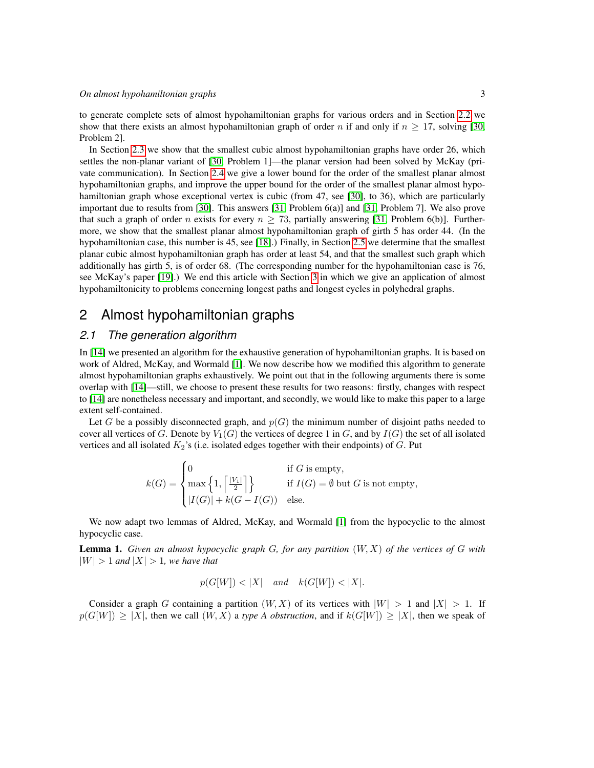to generate complete sets of almost hypohamiltonian graphs for various orders and in Section 2.2 we show that there exists an almost hypohamiltonian graph of order $n$ if and only if $n \geq 17$, solving [30, Problem 2].

In Section 2.3 we show that the smallest cubic almost hypohamiltonian graphs have order 26, which settles the non-planar variant of [30, Problem 1]—the planar version had been solved by McKay (private communication). In Section 2.4 we give a lower bound for the order of the smallest planar almost hypohamiltonian graphs, and improve the upper bound for the order of the smallest planar almost hypohamiltonian graph whose exceptional vertex is cubic (from 47, see [30], to 36), which are particularly important due to results from [30]. This answers [31, Problem 6(a)] and [31, Problem 7]. We also prove that such a graph of order $n$ exists for every $n \geq 73$, partially answering [31, Problem 6(b)]. Furthermore, we show that the smallest planar almost hypohamiltonian graph of girth 5 has order 44. (In the hypohamiltonian case, this number is 45, see [18].) Finally, in Section 2.5 we determine that the smallest planar cubic almost hypohamiltonian graph has order at least 54, and that the smallest such graph which additionally has girth 5, is of order 68. (The corresponding number for the hypohamiltonian case is 76, see McKay's paper [19].) We end this article with Section 3 in which we give an application of almost hypohamiltonicity to problems concerning longest paths and longest cycles in polyhedral graphs.

## 2 Almost hypohamiltonian graphs

### 2.1 The generation algorithm

In [14] we presented an algorithm for the exhaustive generation of hypohamiltonian graphs. It is based on work of Aldred, McKay, and Wormald [1]. We now describe how we modified this algorithm to generate almost hypohamiltonian graphs exhaustively. We point out that in the following arguments there is some overlap with [14]—still, we choose to present these results for two reasons: firstly, changes with respect to [14] are nonetheless necessary and important, and secondly, we would like to make this paper to a large extent self-contained.

Let $G$ be a possibly disconnected graph, and $p(G)$ the minimum number of disjoint paths needed to cover all vertices of $G$. Denote by $V_1(G)$ the vertices of degree 1 in $G$, and by $I(G)$ the set of all isolated vertices and all isolated $K_2$'s (i.e. isolated edges together with their endpoints) of $G$. Put

$$k(G) = \begin{cases} 0 & \text{if } G \text{ is empty,} \\ \max\left\{1, \left\lceil \frac{|V_1|}{2} \right\rceil\right\} & \text{if } I(G) = \emptyset \text{ but } G \text{ is not empty,} \\ |I(G)| + k(G - I(G)) & \text{else.} \end{cases}$$

We now adapt two lemmas of Aldred, McKay, and Wormald [1] from the hypocyclic to the almost hypocyclic case.

**Lemma 1.** *Given an almost hypocyclic graph $G$, for any partition $(W, X)$ of the vertices of $G$ with $|W| > 1$ and $|X| > 1$, we have that*

$$p(G[W]) < |X| \quad \textit{and} \quad k(G[W]) < |X|.$$

Consider a graph $G$ containing a partition $(W, X)$ of its vertices with $|W| > 1$ and $|X| > 1$. If $p(G[W]) \geq |X|$, then we call $(W, X)$ a *type A obstruction*, and if $k(G[W]) \geq |X|$, then we speak of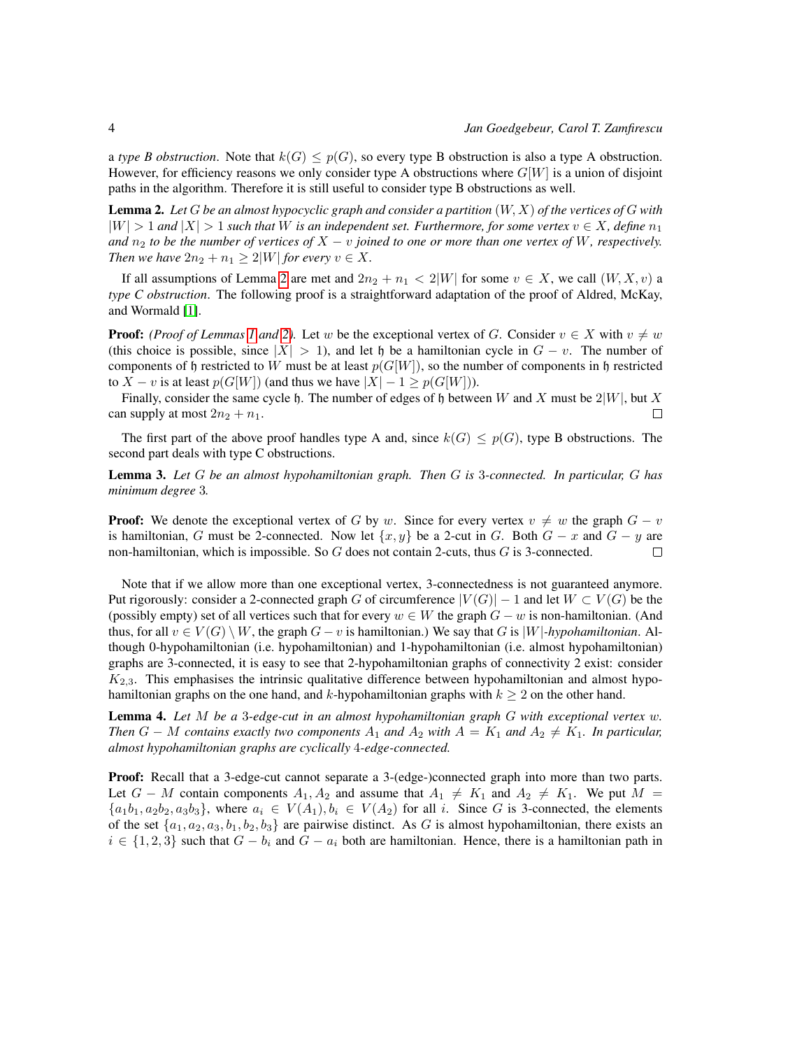a *type B obstruction*. Note that $k(G) \leq p(G)$, so every type B obstruction is also a type A obstruction. However, for efficiency reasons we only consider type A obstructions where $G[W]$ is a union of disjoint paths in the algorithm. Therefore it is still useful to consider type B obstructions as well.

**Lemma 2.** *Let $G$ be an almost hypocyclic graph and consider a partition $(W, X)$ of the vertices of $G$ with $|W| > 1$ and $|X| > 1$ such that $W$ is an independent set. Furthermore, for some vertex $v \in X$, define $n_1$ and $n_2$ to be the number of vertices of $X - v$ joined to one or more than one vertex of $W$, respectively. Then we have $2n_2 + n_1 \geq 2|W|$ for every $v \in X$.*

If all assumptions of Lemma 2 are met and $2n_2 + n_1 < 2|W|$ for some $v \in X$, we call $(W, X, v)$ a *type C obstruction*. The following proof is a straightforward adaptation of the proof of Aldred, McKay, and Wormald [1].

**Proof:** *(Proof of Lemmas 1 and 2).* Let $w$ be the exceptional vertex of $G$. Consider $v \in X$ with $v \neq w$ (this choice is possible, since $|X| > 1$), and let $\mathfrak{h}$ be a hamiltonian cycle in $G - v$. The number of components of $\mathfrak{h}$ restricted to $W$ must be at least $p(G[W])$, so the number of components in $\mathfrak{h}$ restricted to $X - v$ is at least $p(G[W])$ (and thus we have $|X| - 1 \geq p(G[W])$).

Finally, consider the same cycle $\mathfrak{h}$. The number of edges of $\mathfrak{h}$ between $W$ and $X$ must be $2|W|$, but $X$ can supply at most $2n_2 + n_1$. □

The first part of the above proof handles type A and, since $k(G) \leq p(G)$, type B obstructions. The second part deals with type C obstructions.

**Lemma 3.** *Let $G$ be an almost hypohamiltonian graph. Then $G$ is 3-connected. In particular, $G$ has minimum degree 3.*

**Proof:** We denote the exceptional vertex of $G$ by $w$. Since for every vertex $v \neq w$ the graph $G - v$ is hamiltonian, $G$ must be 2-connected. Now let $\{x, y\}$ be a 2-cut in $G$. Both $G - x$ and $G - y$ are non-hamiltonian, which is impossible. So $G$ does not contain 2-cuts, thus $G$ is 3-connected. □

Note that if we allow more than one exceptional vertex, 3-connectedness is not guaranteed anymore. Put rigorously: consider a 2-connected graph $G$ of circumference $|V(G)| - 1$ and let $W \subset V(G)$ be the (possibly empty) set of all vertices such that for every $w \in W$ the graph $G - w$ is non-hamiltonian. (And thus, for all $v \in V(G) \setminus W$, the graph $G - v$ is hamiltonian.) We say that $G$ is $|W|$-*hypohamiltonian*. Although 0-hypohamiltonian (i.e. hypohamiltonian) and 1-hypohamiltonian (i.e. almost hypohamiltonian) graphs are 3-connected, it is easy to see that 2-hypohamiltonian graphs of connectivity 2 exist: consider $K_{2,3}$. This emphasises the intrinsic qualitative difference between hypohamiltonian and almost hypohamiltonian graphs on the one hand, and $k$-hypohamiltonian graphs with $k \geq 2$ on the other hand.

**Lemma 4.** *Let $M$ be a 3-edge-cut in an almost hypohamiltonian graph $G$ with exceptional vertex $w$. Then $G - M$ contains exactly two components $A_1$ and $A_2$ with $A = K_1$ and $A_2 \neq K_1$. In particular, almost hypohamiltonian graphs are cyclically 4-edge-connected.*

**Proof:** Recall that a 3-edge-cut cannot separate a 3-(edge-)connected graph into more than two parts. Let $G - M$ contain components $A_1, A_2$ and assume that $A_1 \neq K_1$ and $A_2 \neq K_1$. We put $M = \{a_1b_1, a_2b_2, a_3b_3\}$, where $a_i \in V(A_1), b_i \in V(A_2)$ for all $i$. Since $G$ is 3-connected, the elements of the set $\{a_1, a_2, a_3, b_1, b_2, b_3\}$ are pairwise distinct. As $G$ is almost hypohamiltonian, there exists an $i \in \{1, 2, 3\}$ such that $G - b_i$ and $G - a_i$ both are hamiltonian. Hence, there is a hamiltonian path in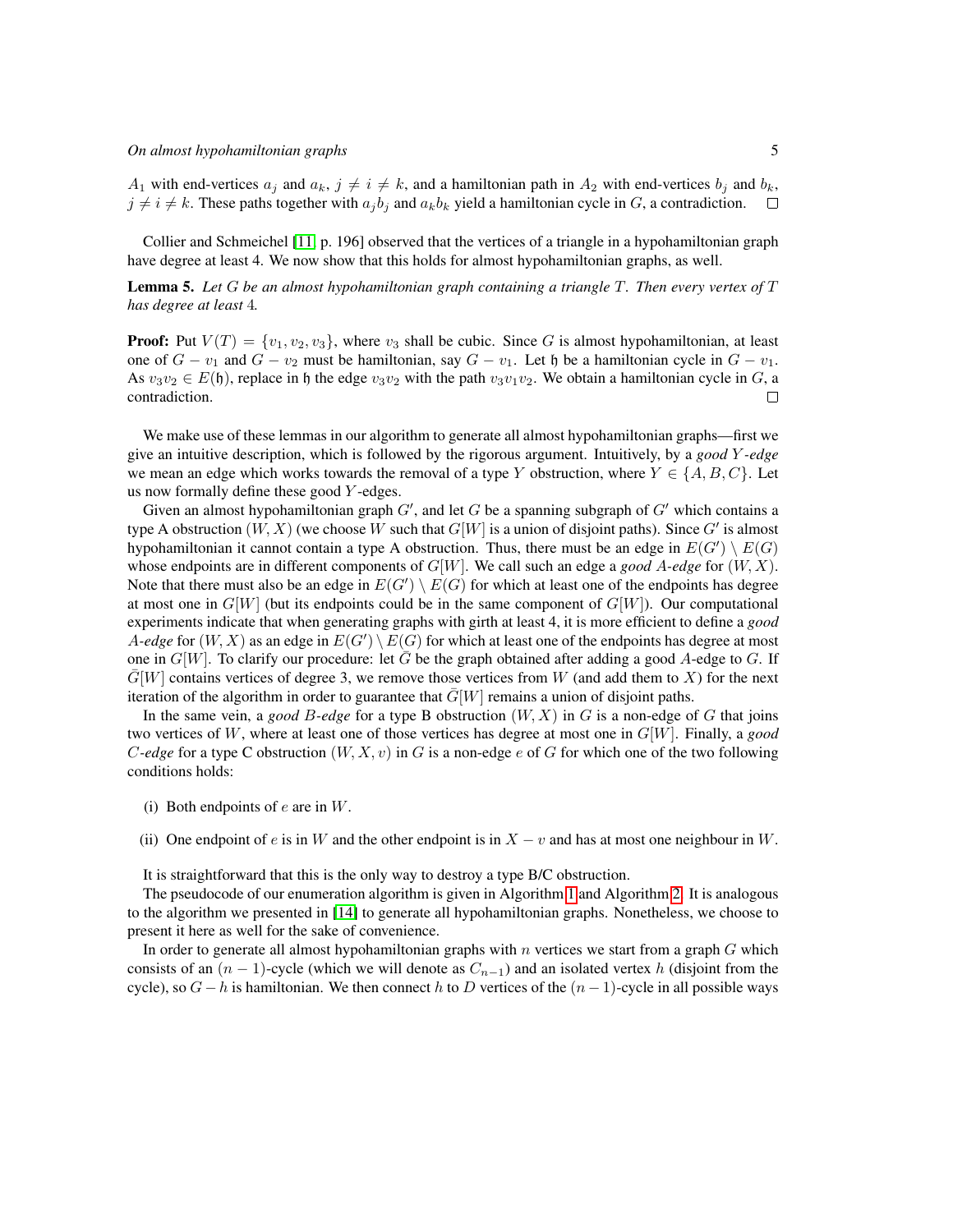$A_1$ with end-vertices $a_j$ and $a_k$, $j \neq i \neq k$, and a hamiltonian path in $A_2$ with end-vertices $b_j$ and $b_k$, $j \neq i \neq k$. These paths together with $a_j b_j$ and $a_k b_k$ yield a hamiltonian cycle in $G$, a contradiction. □

Collier and Schmeichel [11, p. 196] observed that the vertices of a triangle in a hypohamiltonian graph have degree at least 4. We now show that this holds for almost hypohamiltonian graphs, as well.

**Lemma 5.** *Let $G$ be an almost hypohamiltonian graph containing a triangle $T$. Then every vertex of $T$ has degree at least 4.*

**Proof:** Put $V(T) = \{v_1, v_2, v_3\}$, where $v_3$ shall be cubic. Since $G$ is almost hypohamiltonian, at least one of $G - v_1$ and $G - v_2$ must be hamiltonian, say $G - v_1$. Let $\mathfrak{h}$ be a hamiltonian cycle in $G - v_1$. As $v_3 v_2 \in E(\mathfrak{h})$, replace in $\mathfrak{h}$ the edge $v_3 v_2$ with the path $v_3 v_1 v_2$. We obtain a hamiltonian cycle in $G$, a contradiction. □

We make use of these lemmas in our algorithm to generate all almost hypohamiltonian graphs—first we give an intuitive description, which is followed by the rigorous argument. Intuitively, by a *good $Y$-edge* we mean an edge which works towards the removal of a type $Y$ obstruction, where $Y \in \{A, B, C\}$. Let us now formally define these good $Y$-edges.

Given an almost hypohamiltonian graph $G'$, and let $G$ be a spanning subgraph of $G'$ which contains a type A obstruction $(W, X)$ (we choose $W$ such that $G[W]$ is a union of disjoint paths). Since $G'$ is almost hypohamiltonian it cannot contain a type A obstruction. Thus, there must be an edge in $E(G') \setminus E(G)$ whose endpoints are in different components of $G[W]$. We call such an edge a *good $A$-edge* for $(W, X)$. Note that there must also be an edge in $E(G') \setminus E(G)$ for which at least one of the endpoints has degree at most one in $G[W]$ (but its endpoints could be in the same component of $G[W]$). Our computational experiments indicate that when generating graphs with girth at least 4, it is more efficient to define a *good $A$-edge* for $(W, X)$ as an edge in $E(G') \setminus E(G)$ for which at least one of the endpoints has degree at most one in $G[W]$. To clarify our procedure: let $\bar{G}$ be the graph obtained after adding a good $A$-edge to $G$. If $\bar{G}[W]$ contains vertices of degree 3, we remove those vertices from $W$ (and add them to $X$) for the next iteration of the algorithm in order to guarantee that $\bar{G}[W]$ remains a union of disjoint paths.

In the same vein, a *good $B$-edge* for a type B obstruction $(W, X)$ in $G$ is a non-edge of $G$ that joins two vertices of $W$, where at least one of those vertices has degree at most one in $G[W]$. Finally, a *good $C$-edge* for a type C obstruction $(W, X, v)$ in $G$ is a non-edge $e$ of $G$ for which one of the two following conditions holds:

(i) Both endpoints of $e$ are in $W$.

(ii) One endpoint of $e$ is in $W$ and the other endpoint is in $X - v$ and has at most one neighbour in $W$.

It is straightforward that this is the only way to destroy a type B/C obstruction.

The pseudocode of our enumeration algorithm is given in Algorithm 1 and Algorithm 2. It is analogous to the algorithm we presented in [14] to generate all hypohamiltonian graphs. Nonetheless, we choose to present it here as well for the sake of convenience.

In order to generate all almost hypohamiltonian graphs with $n$ vertices we start from a graph $G$ which consists of an $(n-1)$-cycle (which we will denote as $C_{n-1}$) and an isolated vertex $h$ (disjoint from the cycle), so $G - h$ is hamiltonian. We then connect $h$ to $D$ vertices of the $(n-1)$-cycle in all possible ways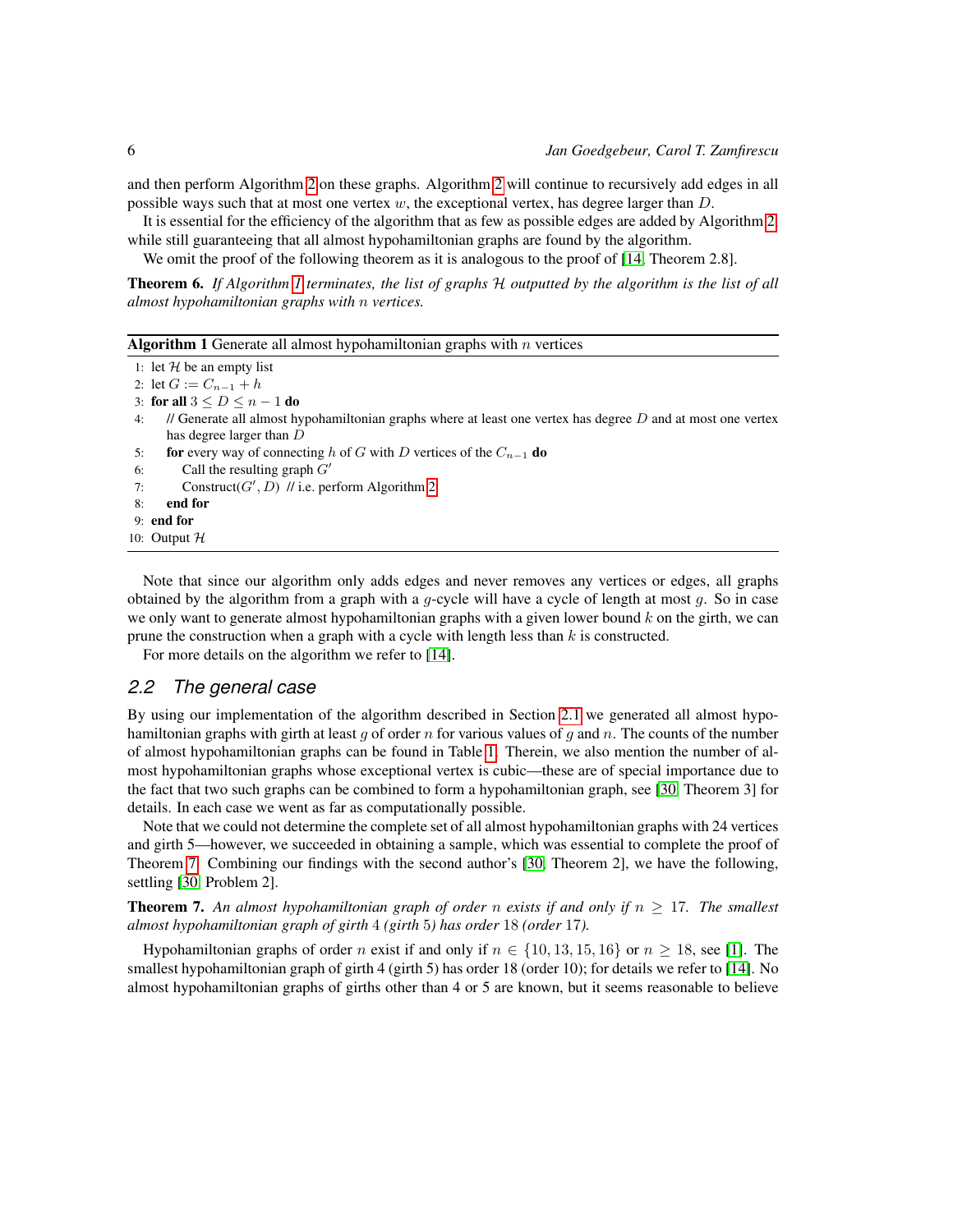and then perform Algorithm 2 on these graphs. Algorithm 2 will continue to recursively add edges in all possible ways such that at most one vertex $w$, the exceptional vertex, has degree larger than $D$.

It is essential for the efficiency of the algorithm that as few as possible edges are added by Algorithm 2 while still guaranteeing that all almost hypohamiltonian graphs are found by the algorithm.

We omit the proof of the following theorem as it is analogous to the proof of [14, Theorem 2.8].

**Theorem 6.** *If Algorithm 1 terminates, the list of graphs $\mathcal{H}$ outputted by the algorithm is the list of all almost hypohamiltonian graphs with $n$ vertices.*

**Algorithm 1** Generate all almost hypohamiltonian graphs with $n$ vertices

```
1:  let H be an empty list
2:  let G := C_{n-1} + h
3:  for all 3 ≤ D ≤ n − 1 do
4:      // Generate all almost hypohamiltonian graphs where at least one vertex has degree D and at most one vertex
        has degree larger than D
5:      for every way of connecting h of G with D vertices of the C_{n-1} do
6:          Call the resulting graph G'
7:          Construct(G', D)  // i.e. perform Algorithm 2
8:      end for
9:  end for
10: Output H
```

Note that since our algorithm only adds edges and never removes any vertices or edges, all graphs obtained by the algorithm from a graph with a $g$-cycle will have a cycle of length at most $g$. So in case we only want to generate almost hypohamiltonian graphs with a given lower bound $k$ on the girth, we can prune the construction when a graph with a cycle with length less than $k$ is constructed.

For more details on the algorithm we refer to [14].

## 2.2 The general case

By using our implementation of the algorithm described in Section 2.1 we generated all almost hypohamiltonian graphs with girth at least $g$ of order $n$ for various values of $g$ and $n$. The counts of the number of almost hypohamiltonian graphs can be found in Table 1. Therein, we also mention the number of almost hypohamiltonian graphs whose exceptional vertex is cubic—these are of special importance due to the fact that two such graphs can be combined to form a hypohamiltonian graph, see [30, Theorem 3] for details. In each case we went as far as computationally possible.

Note that we could not determine the complete set of all almost hypohamiltonian graphs with 24 vertices and girth 5—however, we succeeded in obtaining a sample, which was essential to complete the proof of Theorem 7. Combining our findings with the second author's [30, Theorem 2], we have the following, settling [30, Problem 2].

**Theorem 7.** *An almost hypohamiltonian graph of order $n$ exists if and only if $n \geq 17$. The smallest almost hypohamiltonian graph of girth 4 (girth 5) has order 18 (order 17).*

Hypohamiltonian graphs of order $n$ exist if and only if $n \in \{10, 13, 15, 16\}$ or $n \geq 18$, see [1]. The smallest hypohamiltonian graph of girth 4 (girth 5) has order 18 (order 10); for details we refer to [14]. No almost hypohamiltonian graphs of girths other than 4 or 5 are known, but it seems reasonable to believe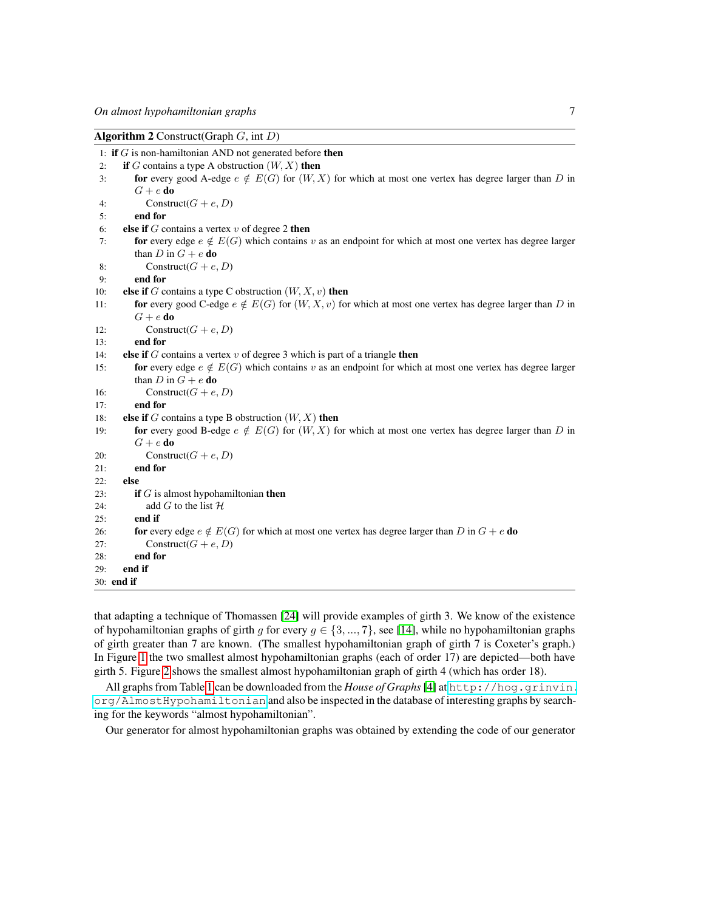**Algorithm 2** Construct(Graph $G$, int $D$)

```
1:  if G is non-hamiltonian AND not generated before then
2:    if G contains a type A obstruction (W, X) then
3:      for every good A-edge e ∉ E(G) for (W, X) for which at most one vertex has degree larger than D in
        G + e do
4:        Construct(G + e, D)
5:      end for
6:    else if G contains a vertex v of degree 2 then
7:      for every edge e ∉ E(G) which contains v as an endpoint for which at most one vertex has degree larger
        than D in G + e do
8:        Construct(G + e, D)
9:      end for
10:   else if G contains a type C obstruction (W, X, v) then
11:     for every good C-edge e ∉ E(G) for (W, X, v) for which at most one vertex has degree larger than D in
        G + e do
12:       Construct(G + e, D)
13:     end for
14:   else if G contains a vertex v of degree 3 which is part of a triangle then
15:     for every edge e ∉ E(G) which contains v as an endpoint for which at most one vertex has degree larger
        than D in G + e do
16:       Construct(G + e, D)
17:     end for
18:   else if G contains a type B obstruction (W, X) then
19:     for every good B-edge e ∉ E(G) for (W, X) for which at most one vertex has degree larger than D in
        G + e do
20:       Construct(G + e, D)
21:     end for
22:   else
23:     if G is almost hypohamiltonian then
24:       add G to the list H
25:     end if
26:     for every edge e ∉ E(G) for which at most one vertex has degree larger than D in G + e do
27:       Construct(G + e, D)
28:     end for
29:   end if
30: end if
```

that adapting a technique of Thomassen [24] will provide examples of girth 3. We know of the existence of hypohamiltonian graphs of girth $g$ for every $g \in \{3, ..., 7\}$, see [14], while no hypohamiltonian graphs of girth greater than 7 are known. (The smallest hypohamiltonian graph of girth 7 is Coxeter's graph.) In Figure 1 the two smallest almost hypohamiltonian graphs (each of order 17) are depicted—both have girth 5. Figure 2 shows the smallest almost hypohamiltonian graph of girth 4 (which has order 18).

All graphs from Table 1 can be downloaded from the *House of Graphs* [4] at http://hog.grinvin.org/AlmostHypohamiltonian and also be inspected in the database of interesting graphs by searching for the keywords "almost hypohamiltonian".

Our generator for almost hypohamiltonian graphs was obtained by extending the code of our generator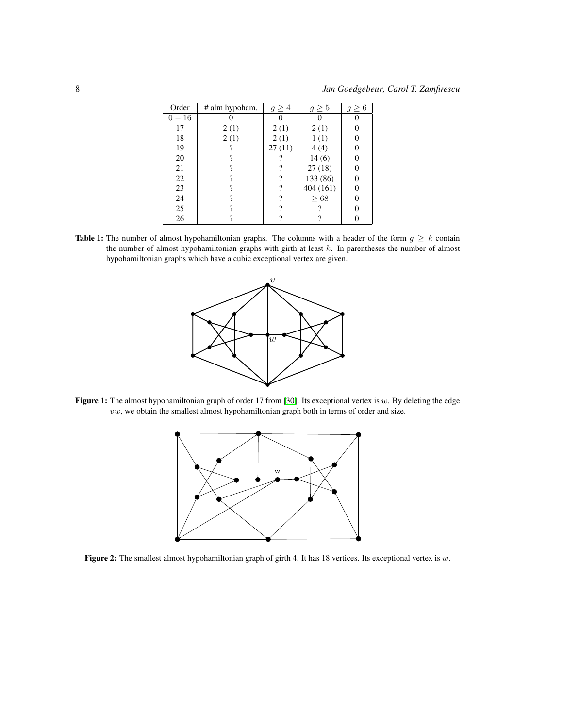| Order | # alm hypoham. | $g \geq 4$ | $g \geq 5$ | $g \geq 6$ |
|---|---|---|---|---|
| $0 - 16$ | 0 | 0 | 0 | 0 |
| 17 | 2 (1) | 2 (1) | 2 (1) | 0 |
| 18 | 2 (1) | 2 (1) | 1 (1) | 0 |
| 19 | ? | 27 (11) | 4 (4) | 0 |
| 20 | ? | ? | 14 (6) | 0 |
| 21 | ? | ? | 27 (18) | 0 |
| 22 | ? | ? | 133 (86) | 0 |
| 23 | ? | ? | 404 (161) | 0 |
| 24 | ? | ? | $\geq 68$ | 0 |
| 25 | ? | ? | ? | 0 |
| 26 | ? | ? | ? | 0 |

**Table 1:** The number of almost hypohamiltonian graphs. The columns with a header of the form $g \geq k$ contain the number of almost hypohamiltonian graphs with girth at least $k$. In parentheses the number of almost hypohamiltonian graphs which have a cubic exceptional vertex are given.

**Figure 1:** The almost hypohamiltonian graph of order 17 from [30]. Its exceptional vertex is $w$. By deleting the edge $vw$, we obtain the smallest almost hypohamiltonian graph both in terms of order and size.

**Figure 2:** The smallest almost hypohamiltonian graph of girth 4. It has 18 vertices. Its exceptional vertex is $w$.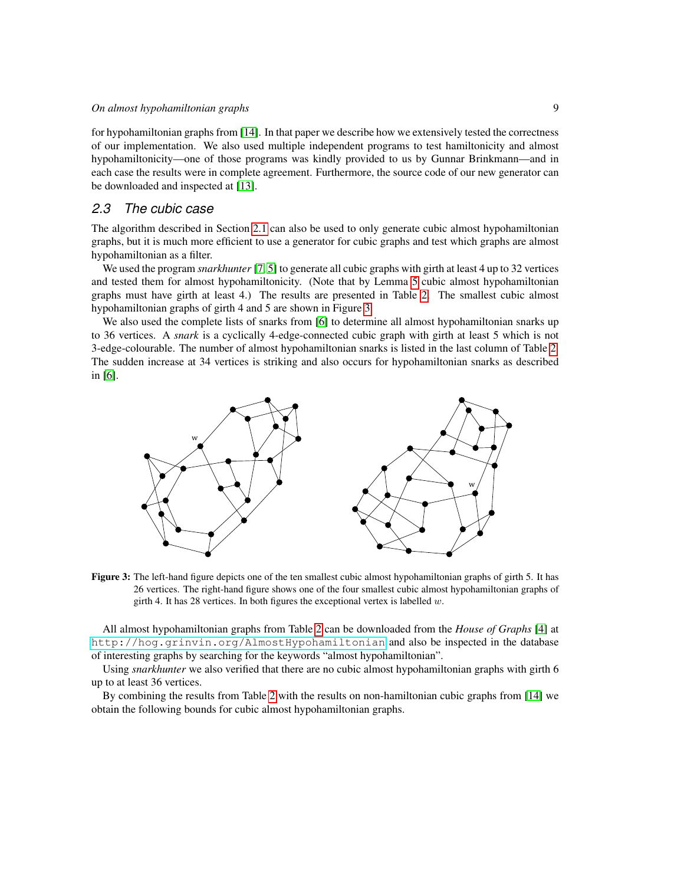for hypohamiltonian graphs from [14]. In that paper we describe how we extensively tested the correctness of our implementation. We also used multiple independent programs to test hamiltonicity and almost hypohamiltonicity—one of those programs was kindly provided to us by Gunnar Brinkmann—and in each case the results were in complete agreement. Furthermore, the source code of our new generator can be downloaded and inspected at [13].

## 2.3 The cubic case

The algorithm described in Section 2.1 can also be used to only generate cubic almost hypohamiltonian graphs, but it is much more efficient to use a generator for cubic graphs and test which graphs are almost hypohamiltonian as a filter.

We used the program *snarkhunter* [7, 5] to generate all cubic graphs with girth at least 4 up to 32 vertices and tested them for almost hypohamiltonicity. (Note that by Lemma 5 cubic almost hypohamiltonian graphs must have girth at least 4.) The results are presented in Table 2. The smallest cubic almost hypohamiltonian graphs of girth 4 and 5 are shown in Figure 3.

We also used the complete lists of snarks from [6] to determine all almost hypohamiltonian snarks up to 36 vertices. A *snark* is a cyclically 4-edge-connected cubic graph with girth at least 5 which is not 3-edge-colourable. The number of almost hypohamiltonian snarks is listed in the last column of Table 2. The sudden increase at 34 vertices is striking and also occurs for hypohamiltonian snarks as described in [6].

**Figure 3:** The left-hand figure depicts one of the ten smallest cubic almost hypohamiltonian graphs of girth 5. It has 26 vertices. The right-hand figure shows one of the four smallest cubic almost hypohamiltonian graphs of girth 4. It has 28 vertices. In both figures the exceptional vertex is labelled $w$.

All almost hypohamiltonian graphs from Table 2 can be downloaded from the *House of Graphs* [4] at `http://hog.grinvin.org/AlmostHypohamiltonian` and also be inspected in the database of interesting graphs by searching for the keywords "almost hypohamiltonian".

Using *snarkhunter* we also verified that there are no cubic almost hypohamiltonian graphs with girth 6 up to at least 36 vertices.

By combining the results from Table 2 with the results on non-hamiltonian cubic graphs from [14] we obtain the following bounds for cubic almost hypohamiltonian graphs.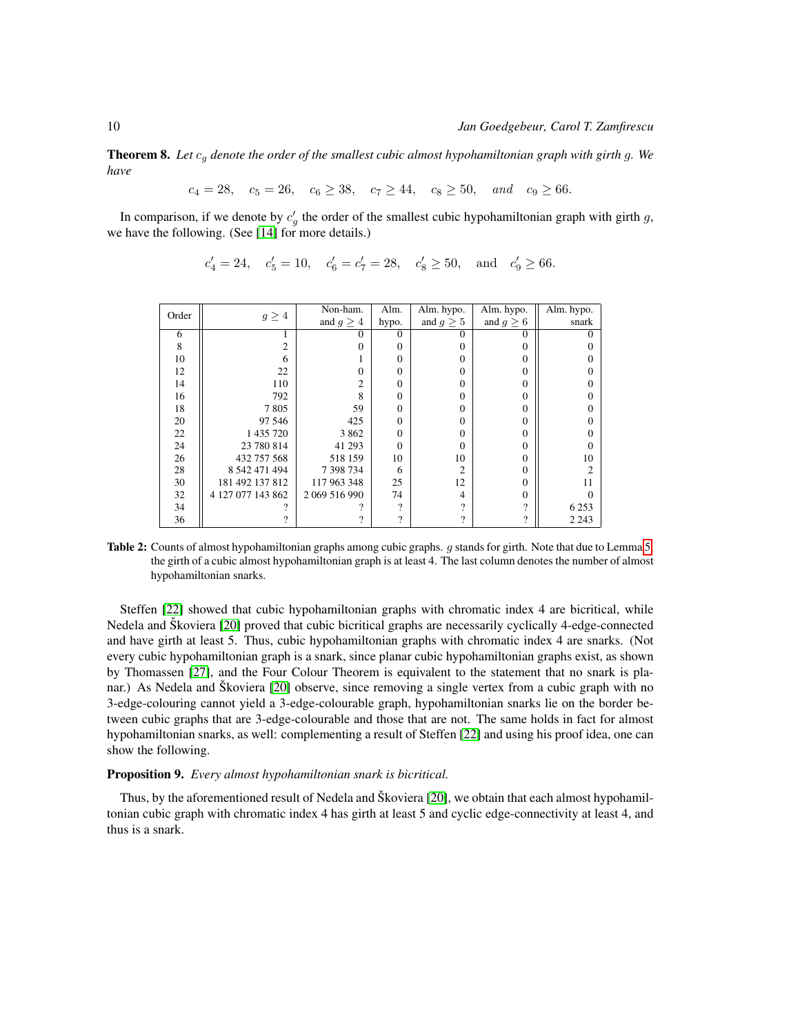**Theorem 8.** *Let $c_g$ denote the order of the smallest cubic almost hypohamiltonian graph with girth $g$. We have*

$$c_4 = 28, \quad c_5 = 26, \quad c_6 \geq 38, \quad c_7 \geq 44, \quad c_8 \geq 50, \quad \textit{and} \quad c_9 \geq 66.$$

In comparison, if we denote by $c'_g$ the order of the smallest cubic hypohamiltonian graph with girth $g$, we have the following. (See [14] for more details.)

$$c'_4 = 24, \quad c'_5 = 10, \quad c'_6 = c'_7 = 28, \quad c'_8 \geq 50, \quad \text{and} \quad c'_9 \geq 66.$$

| Order | $g \geq 4$ | Non-ham. and $g \geq 4$ | Alm. hypo. | Alm. hypo. and $g \geq 5$ | Alm. hypo. and $g \geq 6$ | Alm. hypo. snark |
|---|---|---|---|---|---|---|
| 6 | 1 | 0 | 0 | 0 | 0 | 0 |
| 8 | 2 | 0 | 0 | 0 | 0 | 0 |
| 10 | 6 | 1 | 0 | 0 | 0 | 0 |
| 12 | 22 | 0 | 0 | 0 | 0 | 0 |
| 14 | 110 | 2 | 0 | 0 | 0 | 0 |
| 16 | 792 | 8 | 0 | 0 | 0 | 0 |
| 18 | 7 805 | 59 | 0 | 0 | 0 | 0 |
| 20 | 97 546 | 425 | 0 | 0 | 0 | 0 |
| 22 | 1 435 720 | 3 862 | 0 | 0 | 0 | 0 |
| 24 | 23 780 814 | 41 293 | 0 | 0 | 0 | 0 |
| 26 | 432 757 568 | 518 159 | 10 | 10 | 0 | 10 |
| 28 | 8 542 471 494 | 7 398 734 | 6 | 2 | 0 | 2 |
| 30 | 181 492 137 812 | 117 963 348 | 25 | 12 | 0 | 11 |
| 32 | 4 127 077 143 862 | 2 069 516 990 | 74 | 4 | 0 | 0 |
| 34 | ? | ? | ? | ? | ? | 6 253 |
| 36 | ? | ? | ? | ? | ? | 2 243 |

**Table 2:** Counts of almost hypohamiltonian graphs among cubic graphs. $g$ stands for girth. Note that due to Lemma 5 the girth of a cubic almost hypohamiltonian graph is at least 4. The last column denotes the number of almost hypohamiltonian snarks.

Steffen [22] showed that cubic hypohamiltonian graphs with chromatic index 4 are bicritical, while Nedela and Škoviera [20] proved that cubic bicritical graphs are necessarily cyclically 4-edge-connected and have girth at least 5. Thus, cubic hypohamiltonian graphs with chromatic index 4 are snarks. (Not every cubic hypohamiltonian graph is a snark, since planar cubic hypohamiltonian graphs exist, as shown by Thomassen [27], and the Four Colour Theorem is equivalent to the statement that no snark is planar.) As Nedela and Škoviera [20] observe, since removing a single vertex from a cubic graph with no 3-edge-colouring cannot yield a 3-edge-colourable graph, hypohamiltonian snarks lie on the border between cubic graphs that are 3-edge-colourable and those that are not. The same holds in fact for almost hypohamiltonian snarks, as well: complementing a result of Steffen [22] and using his proof idea, one can show the following.

**Proposition 9.** *Every almost hypohamiltonian snark is bicritical.*

Thus, by the aforementioned result of Nedela and Škoviera [20], we obtain that each almost hypohamiltonian cubic graph with chromatic index 4 has girth at least 5 and cyclic edge-connectivity at least 4, and thus is a snark.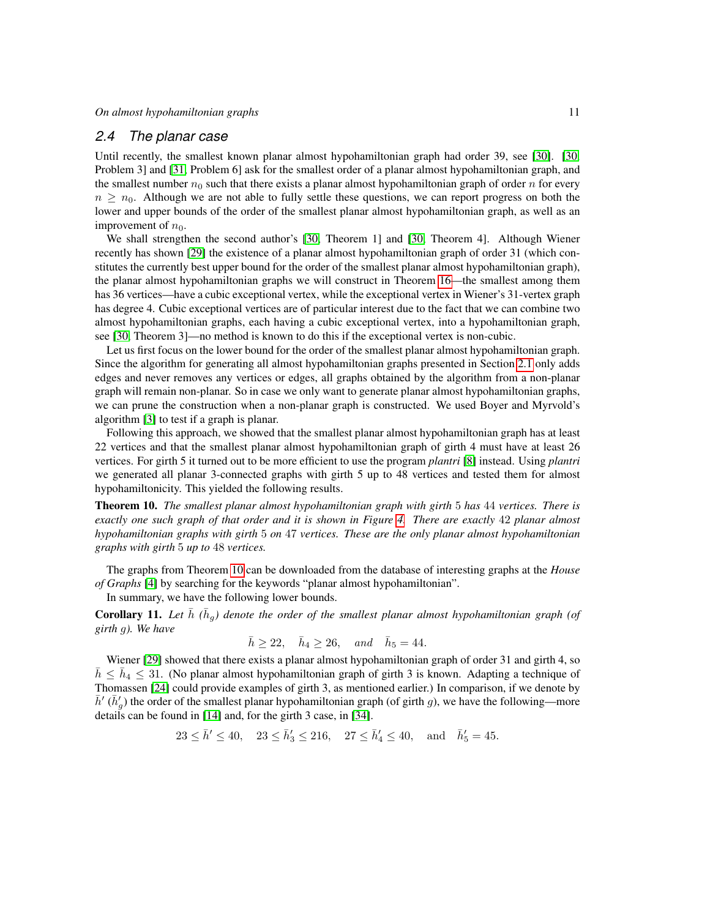## 2.4 The planar case

Until recently, the smallest known planar almost hypohamiltonian graph had order 39, see [30]. [30, Problem 3] and [31, Problem 6] ask for the smallest order of a planar almost hypohamiltonian graph, and the smallest number $n_0$ such that there exists a planar almost hypohamiltonian graph of order $n$ for every $n \geq n_0$. Although we are not able to fully settle these questions, we can report progress on both the lower and upper bounds of the order of the smallest planar almost hypohamiltonian graph, as well as an improvement of $n_0$.

We shall strengthen the second author's [30, Theorem 1] and [30, Theorem 4]. Although Wiener recently has shown [29] the existence of a planar almost hypohamiltonian graph of order 31 (which constitutes the currently best upper bound for the order of the smallest planar almost hypohamiltonian graph), the planar almost hypohamiltonian graphs we will construct in Theorem 16—the smallest among them has 36 vertices—have a cubic exceptional vertex, while the exceptional vertex in Wiener's 31-vertex graph has degree 4. Cubic exceptional vertices are of particular interest due to the fact that we can combine two almost hypohamiltonian graphs, each having a cubic exceptional vertex, into a hypohamiltonian graph, see [30, Theorem 3]—no method is known to do this if the exceptional vertex is non-cubic.

Let us first focus on the lower bound for the order of the smallest planar almost hypohamiltonian graph. Since the algorithm for generating all almost hypohamiltonian graphs presented in Section 2.1 only adds edges and never removes any vertices or edges, all graphs obtained by the algorithm from a non-planar graph will remain non-planar. So in case we only want to generate planar almost hypohamiltonian graphs, we can prune the construction when a non-planar graph is constructed. We used Boyer and Myrvold's algorithm [3] to test if a graph is planar.

Following this approach, we showed that the smallest planar almost hypohamiltonian graph has at least 22 vertices and that the smallest planar almost hypohamiltonian graph of girth 4 must have at least 26 vertices. For girth 5 it turned out to be more efficient to use the program *plantri* [8] instead. Using *plantri* we generated all planar 3-connected graphs with girth 5 up to 48 vertices and tested them for almost hypohamiltonicity. This yielded the following results.

**Theorem 10.** *The smallest planar almost hypohamiltonian graph with girth* 5 *has* 44 *vertices. There is exactly one such graph of that order and it is shown in Figure 4. There are exactly* 42 *planar almost hypohamiltonian graphs with girth* 5 *on* 47 *vertices. These are the only planar almost hypohamiltonian graphs with girth* 5 *up to* 48 *vertices.*

The graphs from Theorem 10 can be downloaded from the database of interesting graphs at the *House of Graphs* [4] by searching for the keywords "planar almost hypohamiltonian".

In summary, we have the following lower bounds.

**Corollary 11.** *Let $\bar{h}$ ($\bar{h}_g$) denote the order of the smallest planar almost hypohamiltonian graph (of girth $g$). We have*

$$\bar{h} \geq 22, \quad \bar{h}_4 \geq 26, \quad \textit{and} \quad \bar{h}_5 = 44.$$

Wiener [29] showed that there exists a planar almost hypohamiltonian graph of order 31 and girth 4, so $\bar{h} \leq \bar{h}_4 \leq 31$. (No planar almost hypohamiltonian graph of girth 3 is known. Adapting a technique of Thomassen [24] could provide examples of girth 3, as mentioned earlier.) In comparison, if we denote by $\bar{h}'$ ($\bar{h}'_g$) the order of the smallest planar hypohamiltonian graph (of girth $g$), we have the following—more details can be found in [14] and, for the girth 3 case, in [34].

$$23 \leq \bar{h}' \leq 40, \quad 23 \leq \bar{h}'_3 \leq 216, \quad 27 \leq \bar{h}'_4 \leq 40, \quad \text{and} \quad \bar{h}'_5 = 45.$$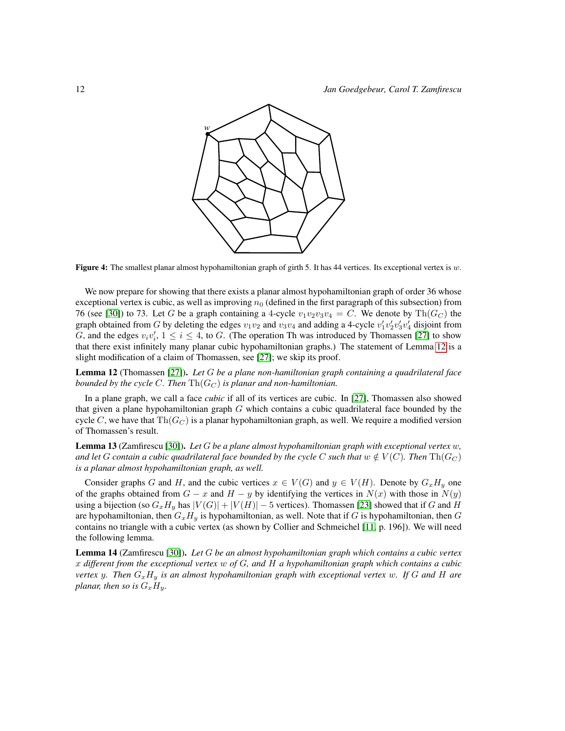**Figure 4:** The smallest planar almost hypohamiltonian graph of girth 5. It has 44 vertices. Its exceptional vertex is $w$.

We now prepare for showing that there exists a planar almost hypohamiltonian graph of order 36 whose exceptional vertex is cubic, as well as improving $n_0$ (defined in the first paragraph of this subsection) from 76 (see [30]) to 73. Let $G$ be a graph containing a 4-cycle $v_1v_2v_3v_4 = C$. We denote by $\mathrm{Th}(G_C)$ the graph obtained from $G$ by deleting the edges $v_1v_2$ and $v_3v_4$ and adding a 4-cycle $v_1'v_2'v_3'v_4'$ disjoint from $G$, and the edges $v_iv_i'$, $1 \leq i \leq 4$, to $G$. (The operation Th was introduced by Thomassen [27] to show that there exist infinitely many planar cubic hypohamiltonian graphs.) The statement of Lemma 12 is a slight modification of a claim of Thomassen, see [27]; we skip its proof.

**Lemma 12** (Thomassen [27]). *Let $G$ be a plane non-hamiltonian graph containing a quadrilateral face bounded by the cycle $C$. Then $\mathrm{Th}(G_C)$ is planar and non-hamiltonian.*

In a plane graph, we call a face *cubic* if all of its vertices are cubic. In [27], Thomassen also showed that given a plane hypohamiltonian graph $G$ which contains a cubic quadrilateral face bounded by the cycle $C$, we have that $\mathrm{Th}(G_C)$ is a planar hypohamiltonian graph, as well. We require a modified version of Thomassen's result.

**Lemma 13** (Zamfirescu [30]). *Let $G$ be a plane almost hypohamiltonian graph with exceptional vertex $w$, and let $G$ contain a cubic quadrilateral face bounded by the cycle $C$ such that $w \notin V(C)$. Then $\mathrm{Th}(G_C)$ is a planar almost hypohamiltonian graph, as well.*

Consider graphs $G$ and $H$, and the cubic vertices $x \in V(G)$ and $y \in V(H)$. Denote by $G_xH_y$ one of the graphs obtained from $G - x$ and $H - y$ by identifying the vertices in $N(x)$ with those in $N(y)$ using a bijection (so $G_xH_y$ has $|V(G)| + |V(H)| - 5$ vertices). Thomassen [23] showed that if $G$ and $H$ are hypohamiltonian, then $G_xH_y$ is hypohamiltonian, as well. Note that if $G$ is hypohamiltonian, then $G$ contains no triangle with a cubic vertex (as shown by Collier and Schmeichel [11, p. 196]). We will need the following lemma.

**Lemma 14** (Zamfirescu [30]). *Let $G$ be an almost hypohamiltonian graph which contains a cubic vertex $x$ different from the exceptional vertex $w$ of $G$, and $H$ a hypohamiltonian graph which contains a cubic vertex $y$. Then $G_xH_y$ is an almost hypohamiltonian graph with exceptional vertex $w$. If $G$ and $H$ are planar, then so is $G_xH_y$.*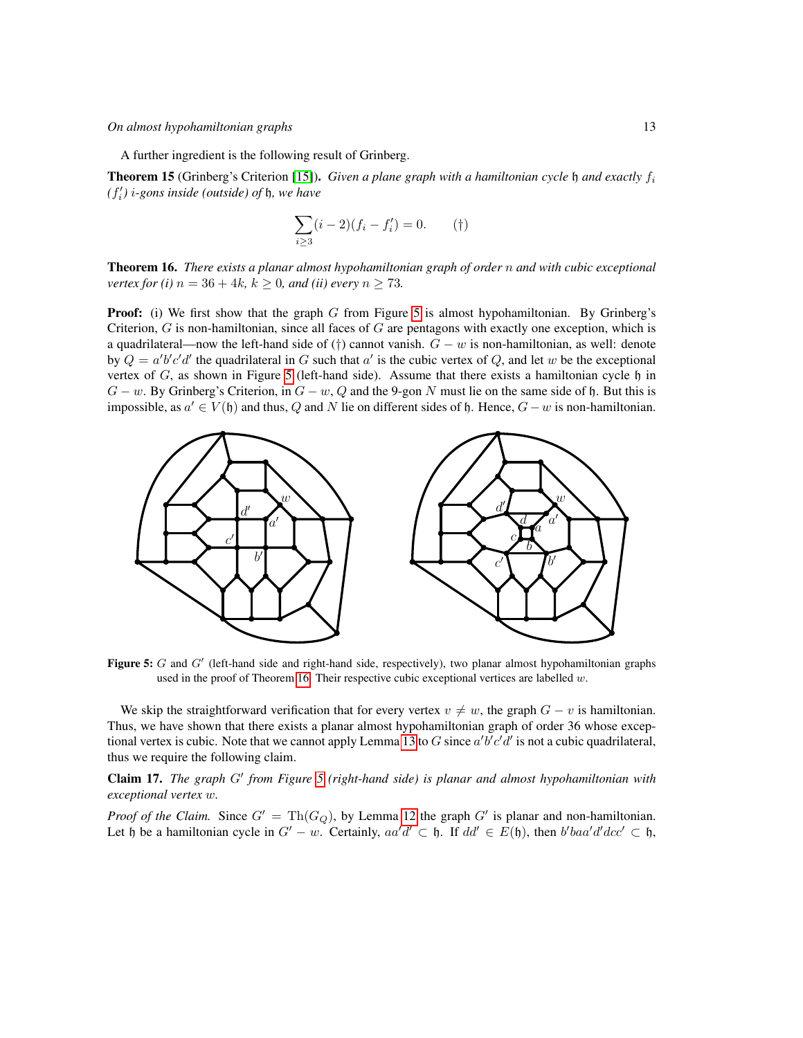A further ingredient is the following result of Grinberg.

**Theorem 15** (Grinberg's Criterion [15]). *Given a plane graph with a hamiltonian cycle $\mathfrak{h}$ and exactly $f_i$ ($f'_i$) $i$-gons inside (outside) of $\mathfrak{h}$, we have*

$$\sum_{i \geq 3} (i-2)(f_i - f'_i) = 0. \qquad (\dagger)$$

**Theorem 16.** *There exists a planar almost hypohamiltonian graph of order $n$ and with cubic exceptional vertex for (i) $n = 36 + 4k$, $k \geq 0$, and (ii) every $n \geq 73$.*

**Proof:** (i) We first show that the graph $G$ from Figure 5 is almost hypohamiltonian. By Grinberg's Criterion, $G$ is non-hamiltonian, since all faces of $G$ are pentagons with exactly one exception, which is a quadrilateral—now the left-hand side of ($\dagger$) cannot vanish. $G - w$ is non-hamiltonian, as well: denote by $Q = a'b'c'd'$ the quadrilateral in $G$ such that $a'$ is the cubic vertex of $Q$, and let $w$ be the exceptional vertex of $G$, as shown in Figure 5 (left-hand side). Assume that there exists a hamiltonian cycle $\mathfrak{h}$ in $G - w$. By Grinberg's Criterion, in $G - w$, $Q$ and the 9-gon $N$ must lie on the same side of $\mathfrak{h}$. But this is impossible, as $a' \in V(\mathfrak{h})$ and thus, $Q$ and $N$ lie on different sides of $\mathfrak{h}$. Hence, $G - w$ is non-hamiltonian.

**Figure 5:** $G$ and $G'$ (left-hand side and right-hand side, respectively), two planar almost hypohamiltonian graphs used in the proof of Theorem 16. Their respective cubic exceptional vertices are labelled $w$.

We skip the straightforward verification that for every vertex $v \neq w$, the graph $G - v$ is hamiltonian. Thus, we have shown that there exists a planar almost hypohamiltonian graph of order 36 whose exceptional vertex is cubic. Note that we cannot apply Lemma 13 to $G$ since $a'b'c'd'$ is not a cubic quadrilateral, thus we require the following claim.

**Claim 17.** *The graph $G'$ from Figure 5 (right-hand side) is planar and almost hypohamiltonian with exceptional vertex $w$.*

*Proof of the Claim.* Since $G' = \text{Th}(G_Q)$, by Lemma 12 the graph $G'$ is planar and non-hamiltonian. Let $\mathfrak{h}$ be a hamiltonian cycle in $G' - w$. Certainly, $aa'd' \subset \mathfrak{h}$. If $dd' \in E(\mathfrak{h})$, then $b'baa'd'dcc' \subset \mathfrak{h}$,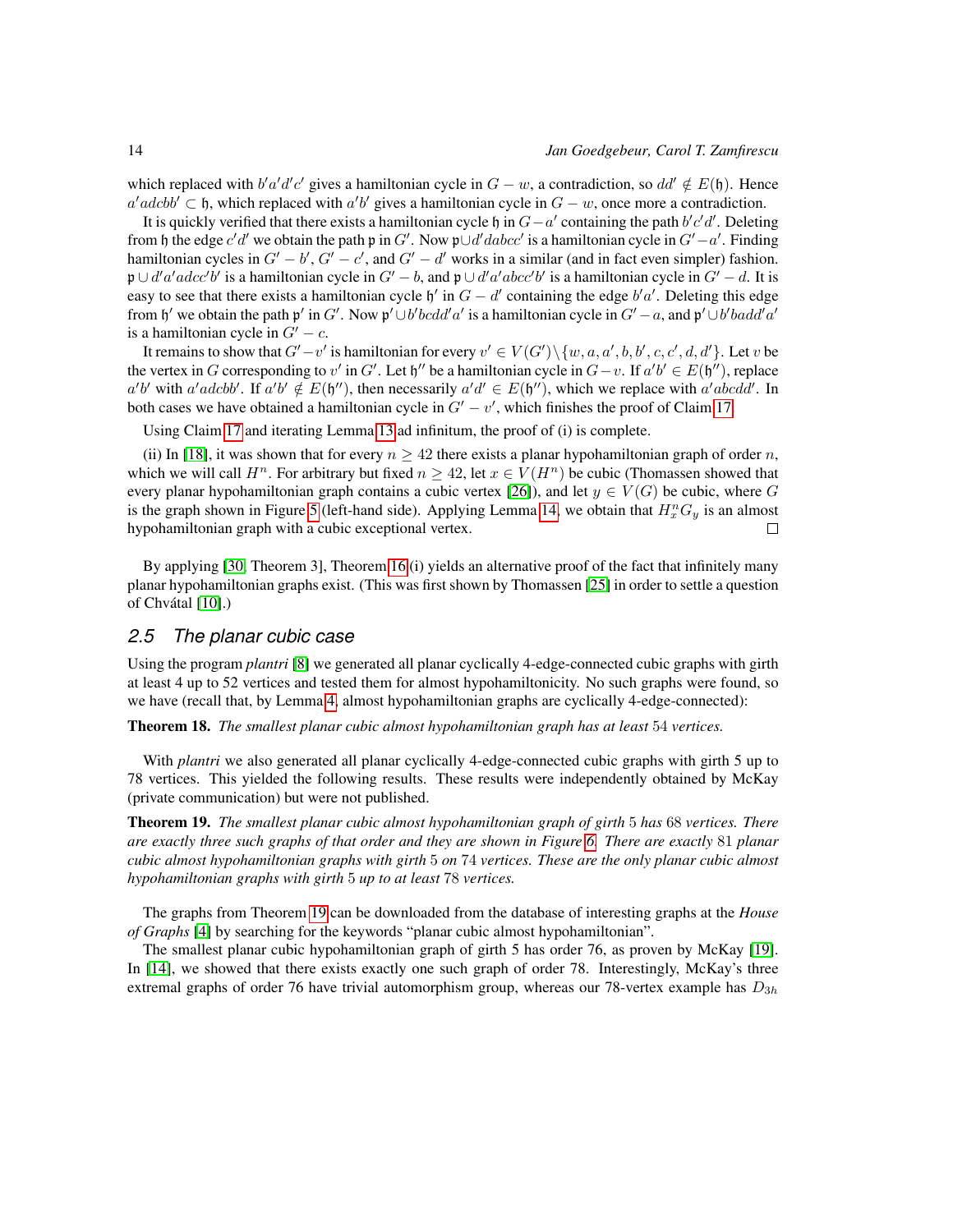which replaced with $b'a'd'c'$ gives a hamiltonian cycle in $G - w$, a contradiction, so $dd' \notin E(\mathfrak{h})$. Hence $a'adcbb' \subset \mathfrak{h}$, which replaced with $a'b'$ gives a hamiltonian cycle in $G - w$, once more a contradiction.

It is quickly verified that there exists a hamiltonian cycle $\mathfrak{h}$ in $G - a'$ containing the path $b'c'd'$. Deleting from $\mathfrak{h}$ the edge $c'd'$ we obtain the path $\mathfrak{p}$ in $G'$. Now $\mathfrak{p} \cup d'dabcc'$ is a hamiltonian cycle in $G' - a'$. Finding hamiltonian cycles in $G' - b'$, $G' - c'$, and $G' - d'$ works in a similar (and in fact even simpler) fashion. $\mathfrak{p} \cup d'a'adcc'b'$ is a hamiltonian cycle in $G' - b$, and $\mathfrak{p} \cup d'a'abcc'b'$ is a hamiltonian cycle in $G' - d$. It is easy to see that there exists a hamiltonian cycle $\mathfrak{h}'$ in $G - d'$ containing the edge $b'a'$. Deleting this edge from $\mathfrak{h}'$ we obtain the path $\mathfrak{p}'$ in $G'$. Now $\mathfrak{p}' \cup b'bcdd'a'$ is a hamiltonian cycle in $G' - a$, and $\mathfrak{p}' \cup b'badd'a'$ is a hamiltonian cycle in $G' - c$.

It remains to show that $G' - v'$ is hamiltonian for every $v' \in V(G') \setminus \{w, a, a', b, b', c, c', d, d'\}$. Let $v$ be the vertex in $G$ corresponding to $v'$ in $G'$. Let $\mathfrak{h}''$ be a hamiltonian cycle in $G - v$. If $a'b' \in E(\mathfrak{h}'')$, replace $a'b'$ with $a'adcbb'$. If $a'b' \notin E(\mathfrak{h}'')$, then necessarily $a'd' \in E(\mathfrak{h}'')$, which we replace with $a'abcdd'$. In both cases we have obtained a hamiltonian cycle in $G' - v'$, which finishes the proof of Claim 17.

Using Claim 17 and iterating Lemma 13 ad infinitum, the proof of (i) is complete.

(ii) In [18], it was shown that for every $n \geq 42$ there exists a planar hypohamiltonian graph of order $n$, which we will call $H^n$. For arbitrary but fixed $n \geq 42$, let $x \in V(H^n)$ be cubic (Thomassen showed that every planar hypohamiltonian graph contains a cubic vertex [26]), and let $y \in V(G)$ be cubic, where $G$ is the graph shown in Figure 5 (left-hand side). Applying Lemma 14, we obtain that $H^n_x G_y$ is an almost hypohamiltonian graph with a cubic exceptional vertex. $\square$

By applying [30, Theorem 3], Theorem 16 (i) yields an alternative proof of the fact that infinitely many planar hypohamiltonian graphs exist. (This was first shown by Thomassen [25] in order to settle a question of Chvátal [10].)

## 2.5 The planar cubic case

Using the program *plantri* [8] we generated all planar cyclically 4-edge-connected cubic graphs with girth at least 4 up to 52 vertices and tested them for almost hypohamiltonicity. No such graphs were found, so we have (recall that, by Lemma 4, almost hypohamiltonian graphs are cyclically 4-edge-connected):

**Theorem 18.** *The smallest planar cubic almost hypohamiltonian graph has at least* 54 *vertices.*

With *plantri* we also generated all planar cyclically 4-edge-connected cubic graphs with girth 5 up to 78 vertices. This yielded the following results. These results were independently obtained by McKay (private communication) but were not published.

**Theorem 19.** *The smallest planar cubic almost hypohamiltonian graph of girth* 5 *has* 68 *vertices. There are exactly three such graphs of that order and they are shown in Figure 6. There are exactly* 81 *planar cubic almost hypohamiltonian graphs with girth* 5 *on* 74 *vertices. These are the only planar cubic almost hypohamiltonian graphs with girth* 5 *up to at least* 78 *vertices.*

The graphs from Theorem 19 can be downloaded from the database of interesting graphs at the *House of Graphs* [4] by searching for the keywords "planar cubic almost hypohamiltonian".

The smallest planar cubic hypohamiltonian graph of girth 5 has order 76, as proven by McKay [19]. In [14], we showed that there exists exactly one such graph of order 78. Interestingly, McKay's three extremal graphs of order 76 have trivial automorphism group, whereas our 78-vertex example has $D_{3h}$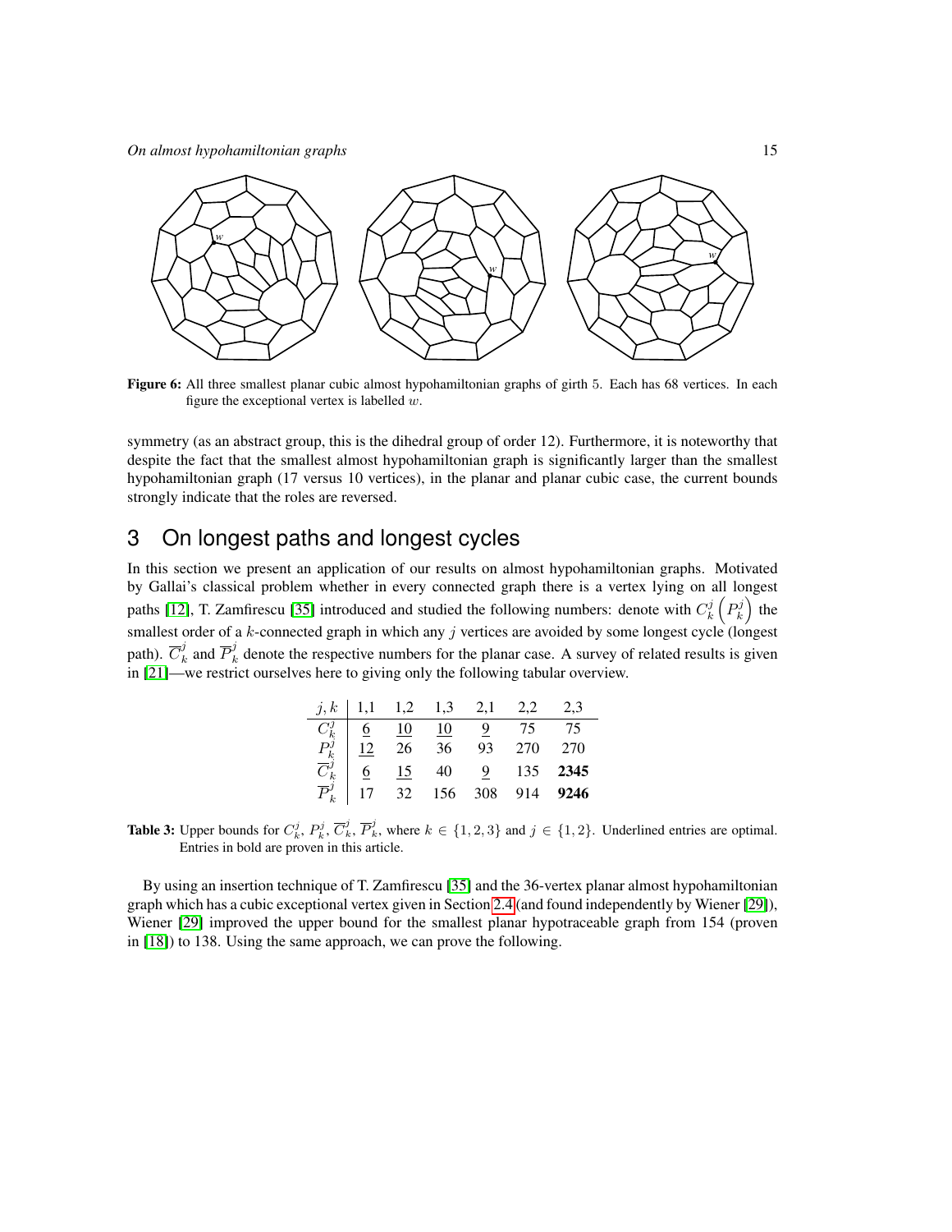Figure 6: All three smallest planar cubic almost hypohamiltonian graphs of girth 5. Each has 68 vertices. In each figure the exceptional vertex is labelled $w$.

symmetry (as an abstract group, this is the dihedral group of order 12). Furthermore, it is noteworthy that despite the fact that the smallest almost hypohamiltonian graph is significantly larger than the smallest hypohamiltonian graph (17 versus 10 vertices), in the planar and planar cubic case, the current bounds strongly indicate that the roles are reversed.

# 3 On longest paths and longest cycles

In this section we present an application of our results on almost hypohamiltonian graphs. Motivated by Gallai's classical problem whether in every connected graph there is a vertex lying on all longest paths [12], T. Zamfirescu [35] introduced and studied the following numbers: denote with $C_k^j$ $\left(P_k^j\right)$ the smallest order of a $k$-connected graph in which any $j$ vertices are avoided by some longest cycle (longest path). $\overline{C}_k^j$ and $\overline{P}_k^j$ denote the respective numbers for the planar case. A survey of related results is given in [21]—we restrict ourselves here to giving only the following tabular overview.

| $j, k$ | 1,1 | 1,2 | 1,3 | 2,1 | 2,2 | 2,3 |
|---|---|---|---|---|---|---|
| $C_k^j$ | <u>6</u> | <u>10</u> | <u>10</u> | <u>9</u> | 75 | 75 |
| $P_k^j$ | <u>12</u> | 26 | 36 | 93 | 270 | 270 |
| $\overline{C}_k^j$ | <u>6</u> | <u>15</u> | 40 | <u>9</u> | 135 | **2345** |
| $\overline{P}_k^j$ | 17 | 32 | 156 | 308 | 914 | **9246** |

**Table 3:** Upper bounds for $C_k^j$, $P_k^j$, $\overline{C}_k^j$, $\overline{P}_k^j$, where $k \in \{1, 2, 3\}$ and $j \in \{1, 2\}$. Underlined entries are optimal. Entries in bold are proven in this article.

By using an insertion technique of T. Zamfirescu [35] and the 36-vertex planar almost hypohamiltonian graph which has a cubic exceptional vertex given in Section 2.4 (and found independently by Wiener [29]), Wiener [29] improved the upper bound for the smallest planar hypotraceable graph from 154 (proven in [18]) to 138. Using the same approach, we can prove the following.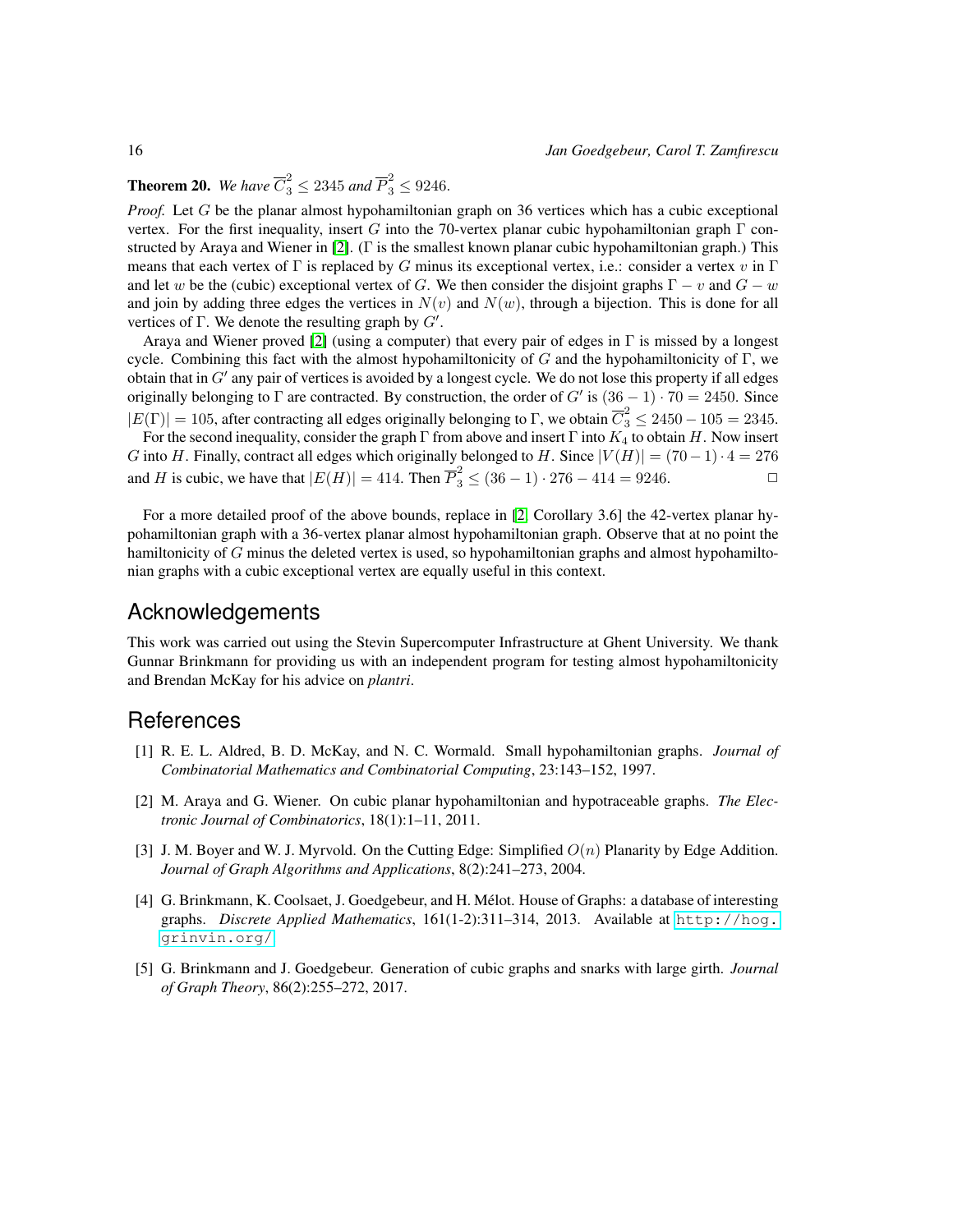**Theorem 20.** *We have $\overline{C}_3^2 \leq 2345$ and $\overline{P}_3^2 \leq 9246$.*

*Proof.* Let $G$ be the planar almost hypohamiltonian graph on 36 vertices which has a cubic exceptional vertex. For the first inequality, insert $G$ into the 70-vertex planar cubic hypohamiltonian graph $\Gamma$ constructed by Araya and Wiener in [2]. ($\Gamma$ is the smallest known planar cubic hypohamiltonian graph.) This means that each vertex of $\Gamma$ is replaced by $G$ minus its exceptional vertex, i.e.: consider a vertex $v$ in $\Gamma$ and let $w$ be the (cubic) exceptional vertex of $G$. We then consider the disjoint graphs $\Gamma - v$ and $G - w$ and join by adding three edges the vertices in $N(v)$ and $N(w)$, through a bijection. This is done for all vertices of $\Gamma$. We denote the resulting graph by $G'$.

Araya and Wiener proved [2] (using a computer) that every pair of edges in $\Gamma$ is missed by a longest cycle. Combining this fact with the almost hypohamiltonicity of $G$ and the hypohamiltonicity of $\Gamma$, we obtain that in $G'$ any pair of vertices is avoided by a longest cycle. We do not lose this property if all edges originally belonging to $\Gamma$ are contracted. By construction, the order of $G'$ is $(36-1) \cdot 70 = 2450$. Since $|E(\Gamma)| = 105$, after contracting all edges originally belonging to $\Gamma$, we obtain $\overline{C}_3^2 \leq 2450 - 105 = 2345$.

For the second inequality, consider the graph $\Gamma$ from above and insert $\Gamma$ into $K_4$ to obtain $H$. Now insert $G$ into $H$. Finally, contract all edges which originally belonged to $H$. Since $|V(H)| = (70-1) \cdot 4 = 276$ and $H$ is cubic, we have that $|E(H)| = 414$. Then $\overline{P}_3^2 \leq (36-1) \cdot 276 - 414 = 9246$. □

For a more detailed proof of the above bounds, replace in [2, Corollary 3.6] the 42-vertex planar hypohamiltonian graph with a 36-vertex planar almost hypohamiltonian graph. Observe that at no point the hamiltonicity of $G$ minus the deleted vertex is used, so hypohamiltonian graphs and almost hypohamiltonian graphs with a cubic exceptional vertex are equally useful in this context.

## Acknowledgements

This work was carried out using the Stevin Supercomputer Infrastructure at Ghent University. We thank Gunnar Brinkmann for providing us with an independent program for testing almost hypohamiltonicity and Brendan McKay for his advice on *plantri*.

## References

[1] R. E. L. Aldred, B. D. McKay, and N. C. Wormald. Small hypohamiltonian graphs. *Journal of Combinatorial Mathematics and Combinatorial Computing*, 23:143–152, 1997.

[2] M. Araya and G. Wiener. On cubic planar hypohamiltonian and hypotraceable graphs. *The Electronic Journal of Combinatorics*, 18(1):1–11, 2011.

[3] J. M. Boyer and W. J. Myrvold. On the Cutting Edge: Simplified $O(n)$ Planarity by Edge Addition. *Journal of Graph Algorithms and Applications*, 8(2):241–273, 2004.

[4] G. Brinkmann, K. Coolsaet, J. Goedgebeur, and H. Mélot. House of Graphs: a database of interesting graphs. *Discrete Applied Mathematics*, 161(1-2):311–314, 2013. Available at http://hog.grinvin.org/

[5] G. Brinkmann and J. Goedgebeur. Generation of cubic graphs and snarks with large girth. *Journal of Graph Theory*, 86(2):255–272, 2017.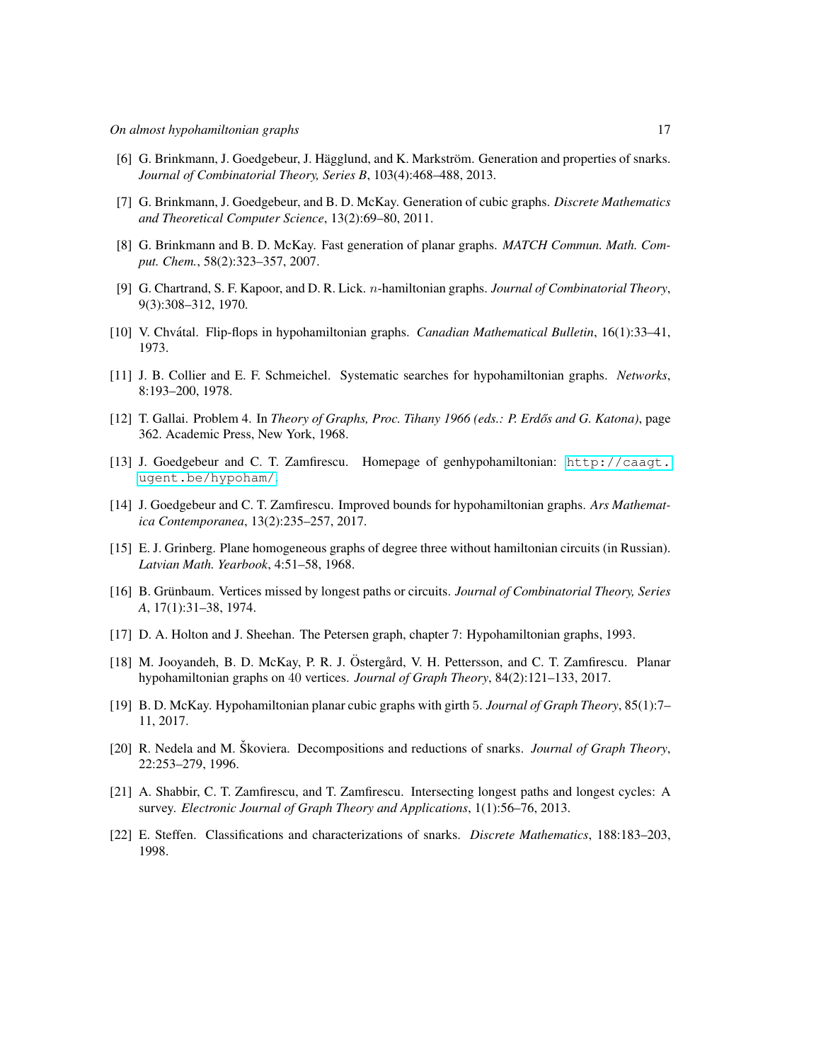[6] G. Brinkmann, J. Goedgebeur, J. Hägglund, and K. Markström. Generation and properties of snarks. *Journal of Combinatorial Theory, Series B*, 103(4):468–488, 2013.

[7] G. Brinkmann, J. Goedgebeur, and B. D. McKay. Generation of cubic graphs. *Discrete Mathematics and Theoretical Computer Science*, 13(2):69–80, 2011.

[8] G. Brinkmann and B. D. McKay. Fast generation of planar graphs. *MATCH Commun. Math. Comput. Chem.*, 58(2):323–357, 2007.

[9] G. Chartrand, S. F. Kapoor, and D. R. Lick. $n$-hamiltonian graphs. *Journal of Combinatorial Theory*, 9(3):308–312, 1970.

[10] V. Chvátal. Flip-flops in hypohamiltonian graphs. *Canadian Mathematical Bulletin*, 16(1):33–41, 1973.

[11] J. B. Collier and E. F. Schmeichel. Systematic searches for hypohamiltonian graphs. *Networks*, 8:193–200, 1978.

[12] T. Gallai. Problem 4. In *Theory of Graphs, Proc. Tihany 1966 (eds.: P. Erdős and G. Katona)*, page 362. Academic Press, New York, 1968.

[13] J. Goedgebeur and C. T. Zamfirescu. Homepage of genhypohamiltonian: http://caagt.ugent.be/hypoham/.

[14] J. Goedgebeur and C. T. Zamfirescu. Improved bounds for hypohamiltonian graphs. *Ars Mathematica Contemporanea*, 13(2):235–257, 2017.

[15] E. J. Grinberg. Plane homogeneous graphs of degree three without hamiltonian circuits (in Russian). *Latvian Math. Yearbook*, 4:51–58, 1968.

[16] B. Grünbaum. Vertices missed by longest paths or circuits. *Journal of Combinatorial Theory, Series A*, 17(1):31–38, 1974.

[17] D. A. Holton and J. Sheehan. The Petersen graph, chapter 7: Hypohamiltonian graphs, 1993.

[18] M. Jooyandeh, B. D. McKay, P. R. J. Östergård, V. H. Pettersson, and C. T. Zamfirescu. Planar hypohamiltonian graphs on 40 vertices. *Journal of Graph Theory*, 84(2):121–133, 2017.

[19] B. D. McKay. Hypohamiltonian planar cubic graphs with girth 5. *Journal of Graph Theory*, 85(1):7–11, 2017.

[20] R. Nedela and M. Škoviera. Decompositions and reductions of snarks. *Journal of Graph Theory*, 22:253–279, 1996.

[21] A. Shabbir, C. T. Zamfirescu, and T. Zamfirescu. Intersecting longest paths and longest cycles: A survey. *Electronic Journal of Graph Theory and Applications*, 1(1):56–76, 2013.

[22] E. Steffen. Classifications and characterizations of snarks. *Discrete Mathematics*, 188:183–203, 1998.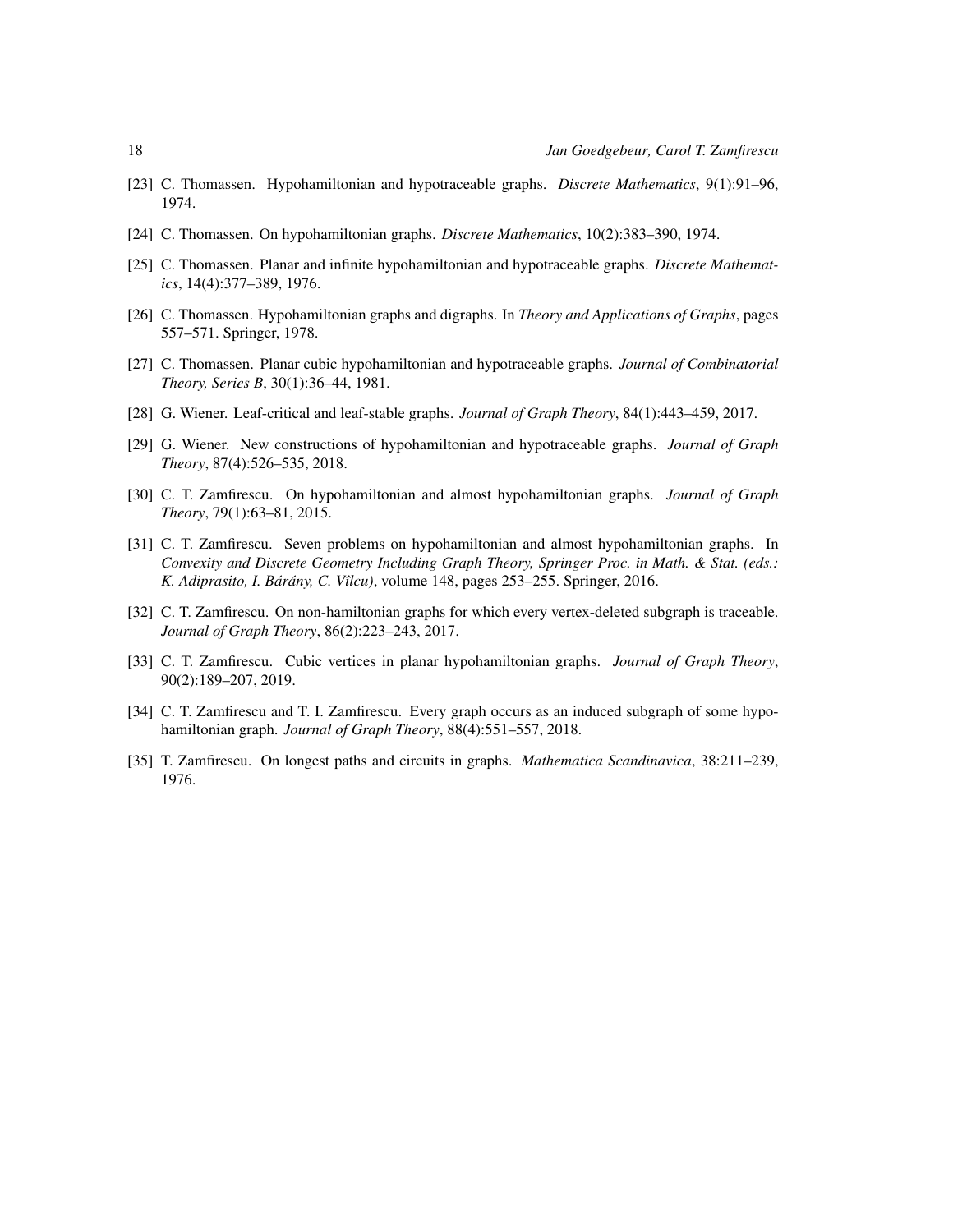[23] C. Thomassen. Hypohamiltonian and hypotraceable graphs. *Discrete Mathematics*, 9(1):91–96, 1974.

[24] C. Thomassen. On hypohamiltonian graphs. *Discrete Mathematics*, 10(2):383–390, 1974.

[25] C. Thomassen. Planar and infinite hypohamiltonian and hypotraceable graphs. *Discrete Mathematics*, 14(4):377–389, 1976.

[26] C. Thomassen. Hypohamiltonian graphs and digraphs. In *Theory and Applications of Graphs*, pages 557–571. Springer, 1978.

[27] C. Thomassen. Planar cubic hypohamiltonian and hypotraceable graphs. *Journal of Combinatorial Theory, Series B*, 30(1):36–44, 1981.

[28] G. Wiener. Leaf-critical and leaf-stable graphs. *Journal of Graph Theory*, 84(1):443–459, 2017.

[29] G. Wiener. New constructions of hypohamiltonian and hypotraceable graphs. *Journal of Graph Theory*, 87(4):526–535, 2018.

[30] C. T. Zamfirescu. On hypohamiltonian and almost hypohamiltonian graphs. *Journal of Graph Theory*, 79(1):63–81, 2015.

[31] C. T. Zamfirescu. Seven problems on hypohamiltonian and almost hypohamiltonian graphs. In *Convexity and Discrete Geometry Including Graph Theory, Springer Proc. in Math. & Stat. (eds.: K. Adiprasito, I. Bárány, C. Vîlcu)*, volume 148, pages 253–255. Springer, 2016.

[32] C. T. Zamfirescu. On non-hamiltonian graphs for which every vertex-deleted subgraph is traceable. *Journal of Graph Theory*, 86(2):223–243, 2017.

[33] C. T. Zamfirescu. Cubic vertices in planar hypohamiltonian graphs. *Journal of Graph Theory*, 90(2):189–207, 2019.

[34] C. T. Zamfirescu and T. I. Zamfirescu. Every graph occurs as an induced subgraph of some hypohamiltonian graph. *Journal of Graph Theory*, 88(4):551–557, 2018.

[35] T. Zamfirescu. On longest paths and circuits in graphs. *Mathematica Scandinavica*, 38:211–239, 1976.